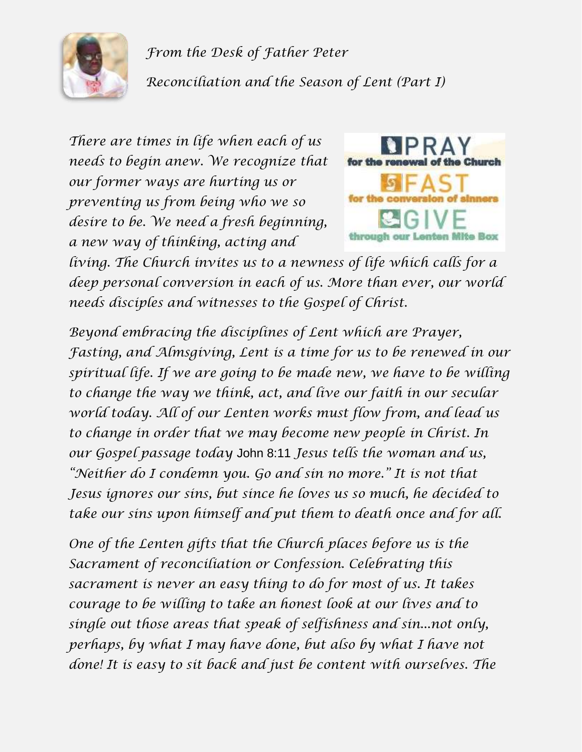*From the Desk of Father Peter*

*Reconciliation and the Season of Lent (Part I)*

PRAY
for the renewal of the Church

FAST
for the conversion of sinners

GIVE
through our Lenten Mite Box

*There are times in life when each of us needs to begin anew. We recognize that our former ways are hurting us or preventing us from being who we so desire to be. We need a fresh beginning, a new way of thinking, acting and living. The Church invites us to a newness of life which calls for a deep personal conversion in each of us. More than ever, our world needs disciples and witnesses to the Gospel of Christ.*

*Beyond embracing the disciplines of Lent which are Prayer, Fasting, and Almsgiving, Lent is a time for us to be renewed in our spiritual life. If we are going to be made new, we have to be willing to change the way we think, act, and live our faith in our secular world today. All of our Lenten works must flow from, and lead us to change in order that we may become new people in Christ. In our Gospel passage today* John 8:11 *Jesus tells the woman and us, "Neither do I condemn you. Go and sin no more." It is not that Jesus ignores our sins, but since he loves us so much, he decided to take our sins upon himself and put them to death once and for all.*

*One of the Lenten gifts that the Church places before us is the Sacrament of reconciliation or Confession. Celebrating this sacrament is never an easy thing to do for most of us. It takes courage to be willing to take an honest look at our lives and to single out those areas that speak of selfishness and sin…not only, perhaps, by what I may have done, but also by what I have not done! It is easy to sit back and just be content with ourselves. The*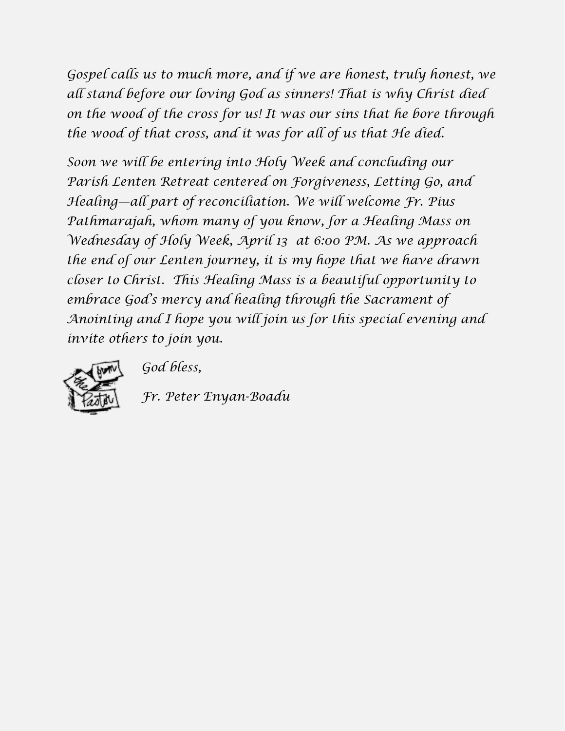*Gospel calls us to much more, and if we are honest, truly honest, we all stand before our loving God as sinners! That is why Christ died on the wood of the cross for us! It was our sins that he bore through the wood of that cross, and it was for all of us that He died.*

*Soon we will be entering into Holy Week and concluding our Parish Lenten Retreat centered on Forgiveness, Letting Go, and Healing—all part of reconciliation. We will welcome Fr. Pius Pathmarajah, whom many of you know, for a Healing Mass on Wednesday of Holy Week, April 13  at 6:00 PM. As we approach the end of our Lenten journey, it is my hope that we have drawn closer to Christ.  This Healing Mass is a beautiful opportunity to embrace God's mercy and healing through the Sacrament of Anointing and I hope you will join us for this special evening and invite others to join you.*

*God bless,*

*Fr. Peter Enyan-Boadu*